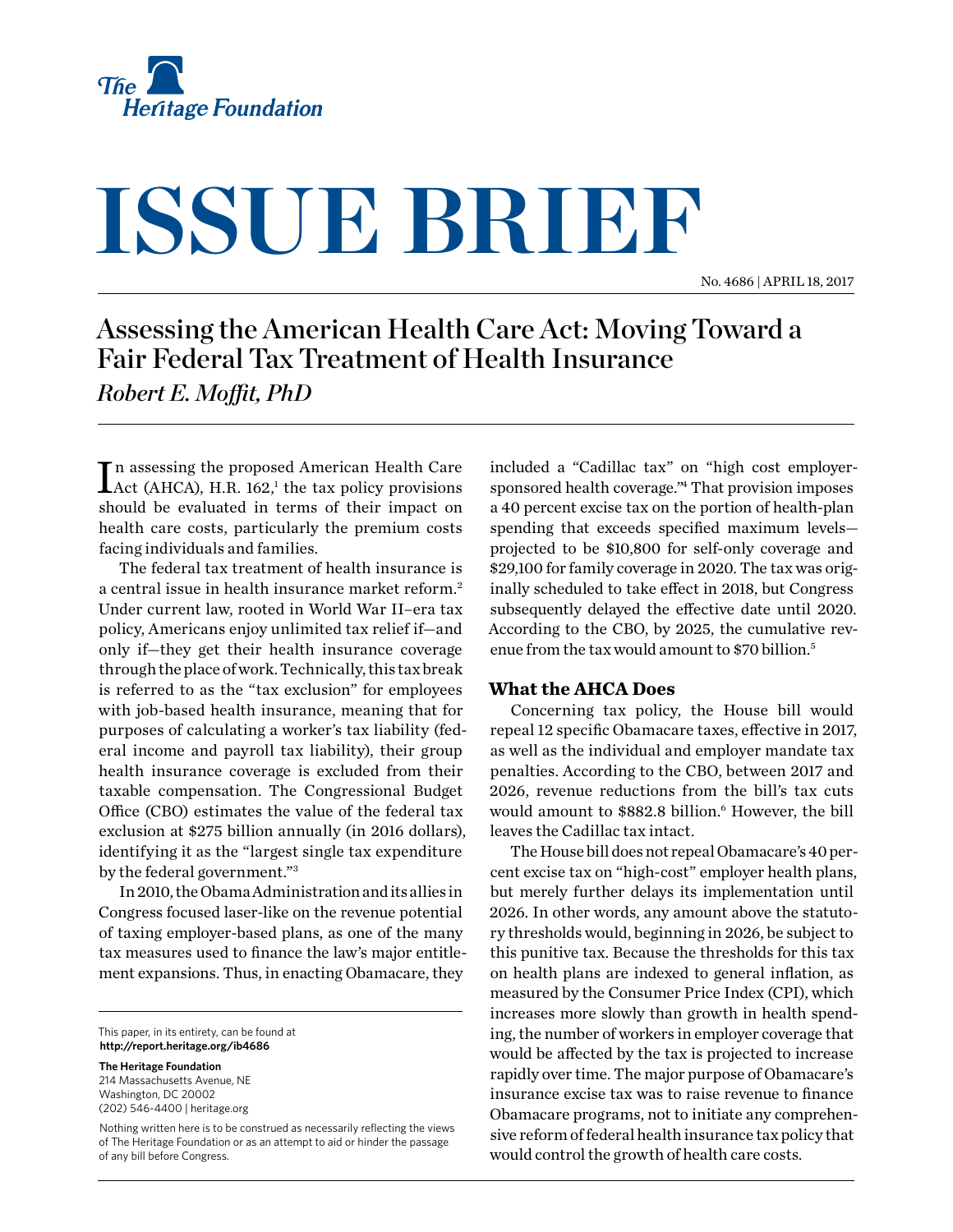The Heritage Foundation

# ISSUE BRIEF

No. 4686 | APRIL 18, 2017

## Assessing the American Health Care Act: Moving Toward a Fair Federal Tax Treatment of Health Insurance

*Robert E. Moffit, PhD*

In assessing the proposed American Health Care Act (AHCA), H.R. 162,[1] the tax policy provisions should be evaluated in terms of their impact on health care costs, particularly the premium costs facing individuals and families.

The federal tax treatment of health insurance is a central issue in health insurance market reform.[2] Under current law, rooted in World War II–era tax policy, Americans enjoy unlimited tax relief if—and only if—they get their health insurance coverage through the place of work. Technically, this tax break is referred to as the "tax exclusion" for employees with job-based health insurance, meaning that for purposes of calculating a worker's tax liability (federal income and payroll tax liability), their group health insurance coverage is excluded from their taxable compensation. The Congressional Budget Office (CBO) estimates the value of the federal tax exclusion at $275 billion annually (in 2016 dollars), identifying it as the "largest single tax expenditure by the federal government."[3]

In 2010, the Obama Administration and its allies in Congress focused laser-like on the revenue potential of taxing employer-based plans, as one of the many tax measures used to finance the law's major entitlement expansions. Thus, in enacting Obamacare, they included a "Cadillac tax" on "high cost employer-sponsored health coverage."[4] That provision imposes a 40 percent excise tax on the portion of health-plan spending that exceeds specified maximum levels—projected to be $10,800 for self-only coverage and $29,100 for family coverage in 2020. The tax was originally scheduled to take effect in 2018, but Congress subsequently delayed the effective date until 2020. According to the CBO, by 2025, the cumulative revenue from the tax would amount to $70 billion.[5]

### What the AHCA Does

Concerning tax policy, the House bill would repeal 12 specific Obamacare taxes, effective in 2017, as well as the individual and employer mandate tax penalties. According to the CBO, between 2017 and 2026, revenue reductions from the bill's tax cuts would amount to $882.8 billion.[6] However, the bill leaves the Cadillac tax intact.

The House bill does not repeal Obamacare's 40 percent excise tax on "high-cost" employer health plans, but merely further delays its implementation until 2026. In other words, any amount above the statutory thresholds would, beginning in 2026, be subject to this punitive tax. Because the thresholds for this tax on health plans are indexed to general inflation, as measured by the Consumer Price Index (CPI), which increases more slowly than growth in health spending, the number of workers in employer coverage that would be affected by the tax is projected to increase rapidly over time. The major purpose of Obamacare's insurance excise tax was to raise revenue to finance Obamacare programs, not to initiate any comprehensive reform of federal health insurance tax policy that would control the growth of health care costs.

This paper, in its entirety, can be found at **http://report.heritage.org/ib4686**

**The Heritage Foundation**
214 Massachusetts Avenue, NE
Washington, DC 20002
(202) 546-4400 | heritage.org

Nothing written here is to be construed as necessarily reflecting the views of The Heritage Foundation or as an attempt to aid or hinder the passage of any bill before Congress.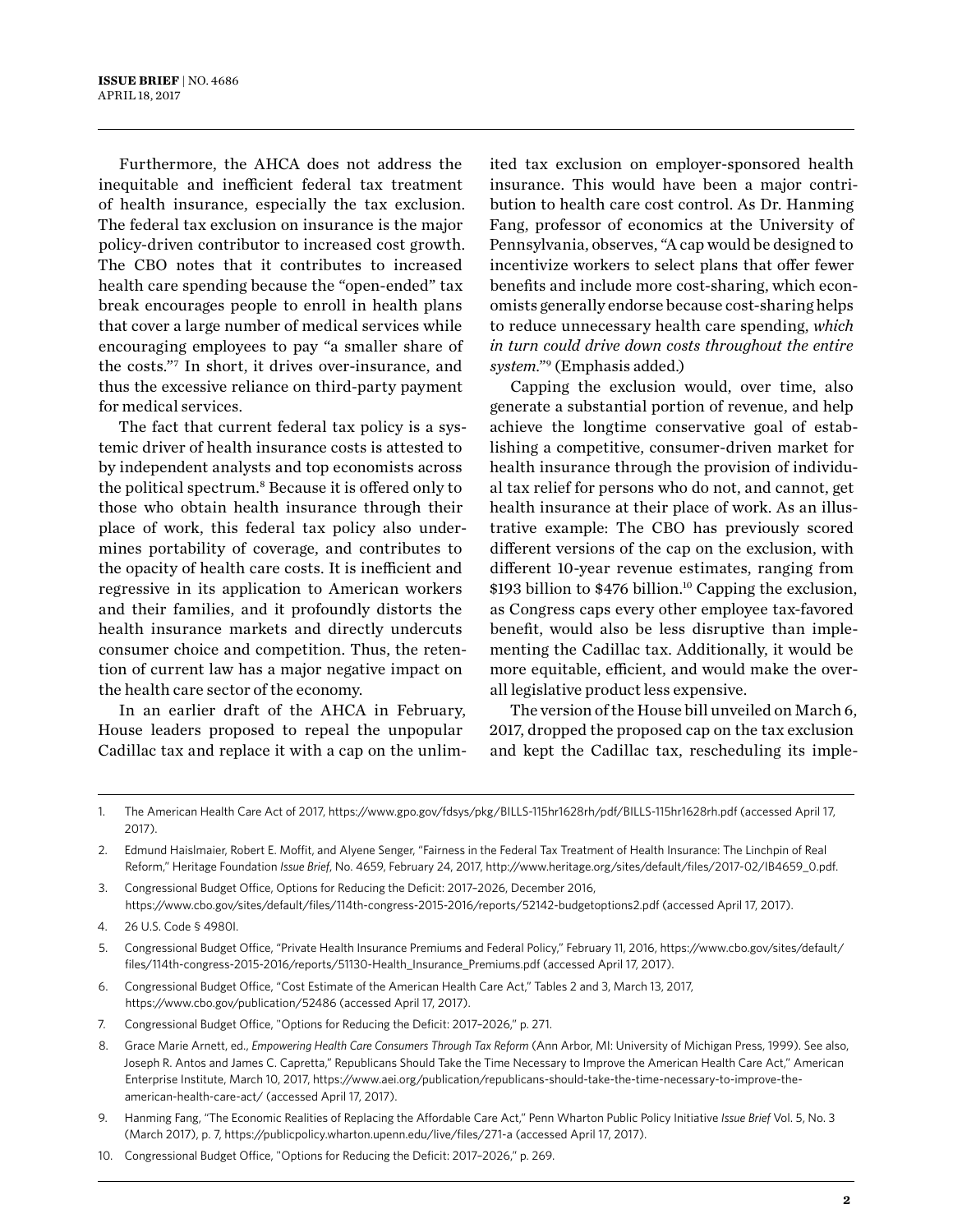Furthermore, the AHCA does not address the inequitable and inefficient federal tax treatment of health insurance, especially the tax exclusion. The federal tax exclusion on insurance is the major policy-driven contributor to increased cost growth. The CBO notes that it contributes to increased health care spending because the "open-ended" tax break encourages people to enroll in health plans that cover a large number of medical services while encouraging employees to pay "a smaller share of the costs."[7] In short, it drives over-insurance, and thus the excessive reliance on third-party payment for medical services.

The fact that current federal tax policy is a systemic driver of health insurance costs is attested to by independent analysts and top economists across the political spectrum.[8] Because it is offered only to those who obtain health insurance through their place of work, this federal tax policy also undermines portability of coverage, and contributes to the opacity of health care costs. It is inefficient and regressive in its application to American workers and their families, and it profoundly distorts the health insurance markets and directly undercuts consumer choice and competition. Thus, the retention of current law has a major negative impact on the health care sector of the economy.

In an earlier draft of the AHCA in February, House leaders proposed to repeal the unpopular Cadillac tax and replace it with a cap on the unlimited tax exclusion on employer-sponsored health insurance. This would have been a major contribution to health care cost control. As Dr. Hanming Fang, professor of economics at the University of Pennsylvania, observes, "A cap would be designed to incentivize workers to select plans that offer fewer benefits and include more cost-sharing, which economists generally endorse because cost-sharing helps to reduce unnecessary health care spending, *which in turn could drive down costs throughout the entire system*."[9] (Emphasis added.)

Capping the exclusion would, over time, also generate a substantial portion of revenue, and help achieve the longtime conservative goal of establishing a competitive, consumer-driven market for health insurance through the provision of individual tax relief for persons who do not, and cannot, get health insurance at their place of work. As an illustrative example: The CBO has previously scored different versions of the cap on the exclusion, with different 10-year revenue estimates, ranging from $193 billion to $476 billion.[10] Capping the exclusion, as Congress caps every other employee tax-favored benefit, would also be less disruptive than implementing the Cadillac tax. Additionally, it would be more equitable, efficient, and would make the overall legislative product less expensive.

The version of the House bill unveiled on March 6, 2017, dropped the proposed cap on the tax exclusion and kept the Cadillac tax, rescheduling its imple-

---

1. The American Health Care Act of 2017, https://www.gpo.gov/fdsys/pkg/BILLS-115hr1628rh/pdf/BILLS-115hr1628rh.pdf (accessed April 17, 2017).
2. Edmund Haislmaier, Robert E. Moffit, and Alyene Senger, "Fairness in the Federal Tax Treatment of Health Insurance: The Linchpin of Real Reform," Heritage Foundation *Issue Brief*, No. 4659, February 24, 2017, http://www.heritage.org/sites/default/files/2017-02/IB4659_0.pdf.
3. Congressional Budget Office, Options for Reducing the Deficit: 2017–2026, December 2016, https://www.cbo.gov/sites/default/files/114th-congress-2015-2016/reports/52142-budgetoptions2.pdf (accessed April 17, 2017).
4. 26 U.S. Code § 4980I.
5. Congressional Budget Office, "Private Health Insurance Premiums and Federal Policy," February 11, 2016, https://www.cbo.gov/sites/default/files/114th-congress-2015-2016/reports/51130-Health_Insurance_Premiums.pdf (accessed April 17, 2017).
6. Congressional Budget Office, "Cost Estimate of the American Health Care Act," Tables 2 and 3, March 13, 2017, https://www.cbo.gov/publication/52486 (accessed April 17, 2017).
7. Congressional Budget Office, "Options for Reducing the Deficit: 2017–2026," p. 271.
8. Grace Marie Arnett, ed., *Empowering Health Care Consumers Through Tax Reform* (Ann Arbor, MI: University of Michigan Press, 1999). See also, Joseph R. Antos and James C. Capretta," Republicans Should Take the Time Necessary to Improve the American Health Care Act," American Enterprise Institute, March 10, 2017, https://www.aei.org/publication/republicans-should-take-the-time-necessary-to-improve-the-american-health-care-act/ (accessed April 17, 2017).
9. Hanming Fang, "The Economic Realities of Replacing the Affordable Care Act," Penn Wharton Public Policy Initiative *Issue Brief* Vol. 5, No. 3 (March 2017), p. 7, https://publicpolicy.wharton.upenn.edu/live/files/271-a (accessed April 17, 2017).
10. Congressional Budget Office, "Options for Reducing the Deficit: 2017–2026," p. 269.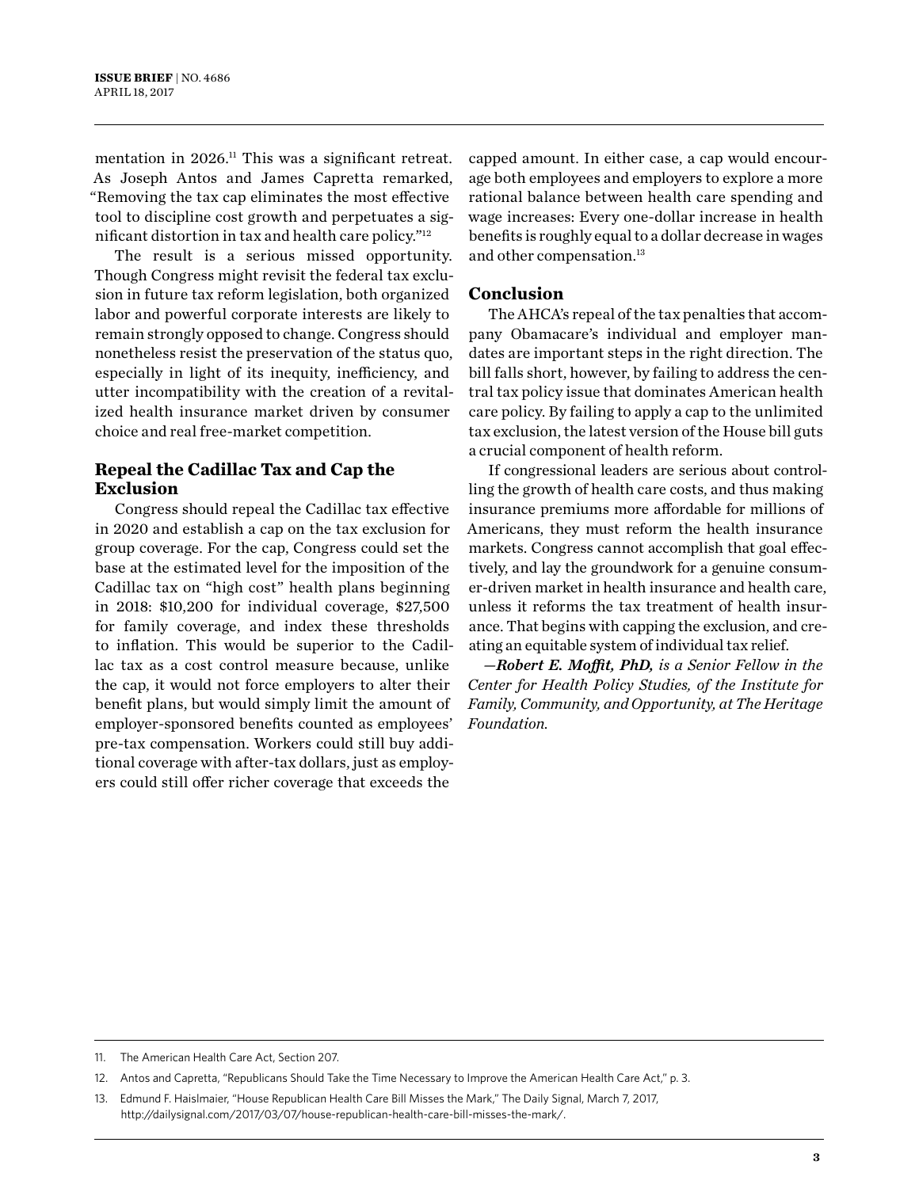mentation in 2026.[11] This was a significant retreat. As Joseph Antos and James Capretta remarked, "Removing the tax cap eliminates the most effective tool to discipline cost growth and perpetuates a significant distortion in tax and health care policy."[12]

The result is a serious missed opportunity. Though Congress might revisit the federal tax exclusion in future tax reform legislation, both organized labor and powerful corporate interests are likely to remain strongly opposed to change. Congress should nonetheless resist the preservation of the status quo, especially in light of its inequity, inefficiency, and utter incompatibility with the creation of a revitalized health insurance market driven by consumer choice and real free-market competition.

## Repeal the Cadillac Tax and Cap the Exclusion

Congress should repeal the Cadillac tax effective in 2020 and establish a cap on the tax exclusion for group coverage. For the cap, Congress could set the base at the estimated level for the imposition of the Cadillac tax on "high cost" health plans beginning in 2018: $10,200 for individual coverage, $27,500 for family coverage, and index these thresholds to inflation. This would be superior to the Cadillac tax as a cost control measure because, unlike the cap, it would not force employers to alter their benefit plans, but would simply limit the amount of employer-sponsored benefits counted as employees' pre-tax compensation. Workers could still buy additional coverage with after-tax dollars, just as employers could still offer richer coverage that exceeds the capped amount. In either case, a cap would encourage both employees and employers to explore a more rational balance between health care spending and wage increases: Every one-dollar increase in health benefits is roughly equal to a dollar decrease in wages and other compensation.[13]

## Conclusion

The AHCA's repeal of the tax penalties that accompany Obamacare's individual and employer mandates are important steps in the right direction. The bill falls short, however, by failing to address the central tax policy issue that dominates American health care policy. By failing to apply a cap to the unlimited tax exclusion, the latest version of the House bill guts a crucial component of health reform.

If congressional leaders are serious about controlling the growth of health care costs, and thus making insurance premiums more affordable for millions of Americans, they must reform the health insurance markets. Congress cannot accomplish that goal effectively, and lay the groundwork for a genuine consumer-driven market in health insurance and health care, unless it reforms the tax treatment of health insurance. That begins with capping the exclusion, and creating an equitable system of individual tax relief.

*—**Robert E. Moffit, PhD,** is a Senior Fellow in the Center for Health Policy Studies, of the Institute for Family, Community, and Opportunity, at The Heritage Foundation.*

---

11. The American Health Care Act, Section 207.
12. Antos and Capretta, "Republicans Should Take the Time Necessary to Improve the American Health Care Act," p. 3.
13. Edmund F. Haislmaier, "House Republican Health Care Bill Misses the Mark," The Daily Signal, March 7, 2017, http://dailysignal.com/2017/03/07/house-republican-health-care-bill-misses-the-mark/.